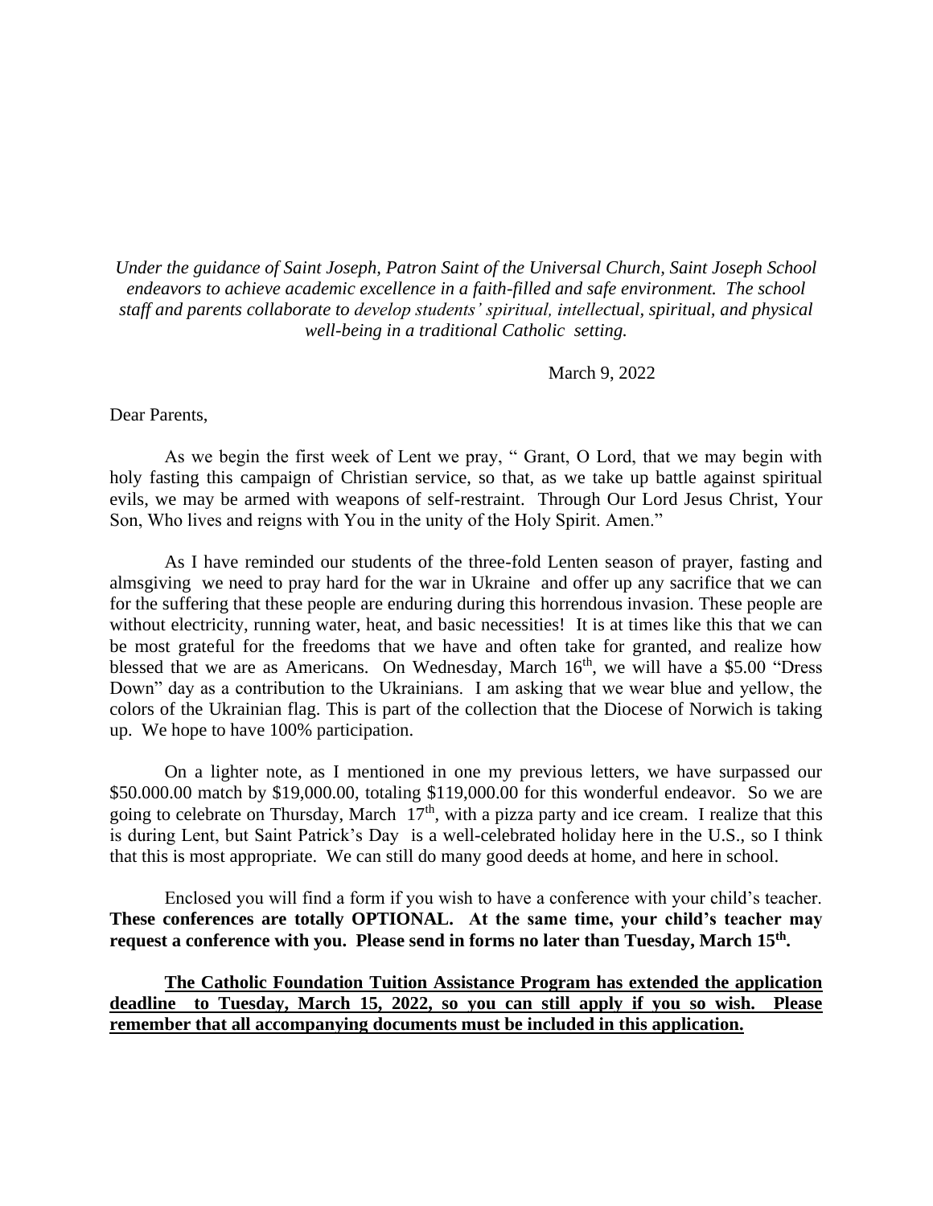*Under the guidance of Saint Joseph, Patron Saint of the Universal Church, Saint Joseph School endeavors to achieve academic excellence in a faith-filled and safe environment. The school staff and parents collaborate to develop students' spiritual, intellectual, spiritual, and physical well-being in a traditional Catholic setting.*

March 9, 2022

Dear Parents,

As we begin the first week of Lent we pray, " Grant, O Lord, that we may begin with holy fasting this campaign of Christian service, so that, as we take up battle against spiritual evils, we may be armed with weapons of self-restraint. Through Our Lord Jesus Christ, Your Son, Who lives and reigns with You in the unity of the Holy Spirit. Amen."

As I have reminded our students of the three-fold Lenten season of prayer, fasting and almsgiving we need to pray hard for the war in Ukraine and offer up any sacrifice that we can for the suffering that these people are enduring during this horrendous invasion. These people are without electricity, running water, heat, and basic necessities! It is at times like this that we can be most grateful for the freedoms that we have and often take for granted, and realize how blessed that we are as Americans. On Wednesday, March 16th, we will have a $5.00 "Dress Down" day as a contribution to the Ukrainians. I am asking that we wear blue and yellow, the colors of the Ukrainian flag. This is part of the collection that the Diocese of Norwich is taking up. We hope to have 100% participation.

On a lighter note, as I mentioned in one my previous letters, we have surpassed our $50.000.00 match by $19,000.00, totaling $119,000.00 for this wonderful endeavor. So we are going to celebrate on Thursday, March 17th, with a pizza party and ice cream. I realize that this is during Lent, but Saint Patrick's Day is a well-celebrated holiday here in the U.S., so I think that this is most appropriate. We can still do many good deeds at home, and here in school.

Enclosed you will find a form if you wish to have a conference with your child's teacher. **These conferences are totally OPTIONAL. At the same time, your child's teacher may request a conference with you. Please send in forms no later than Tuesday, March 15th.**

**The Catholic Foundation Tuition Assistance Program has extended the application deadline to Tuesday, March 15, 2022, so you can still apply if you so wish. Please remember that all accompanying documents must be included in this application.**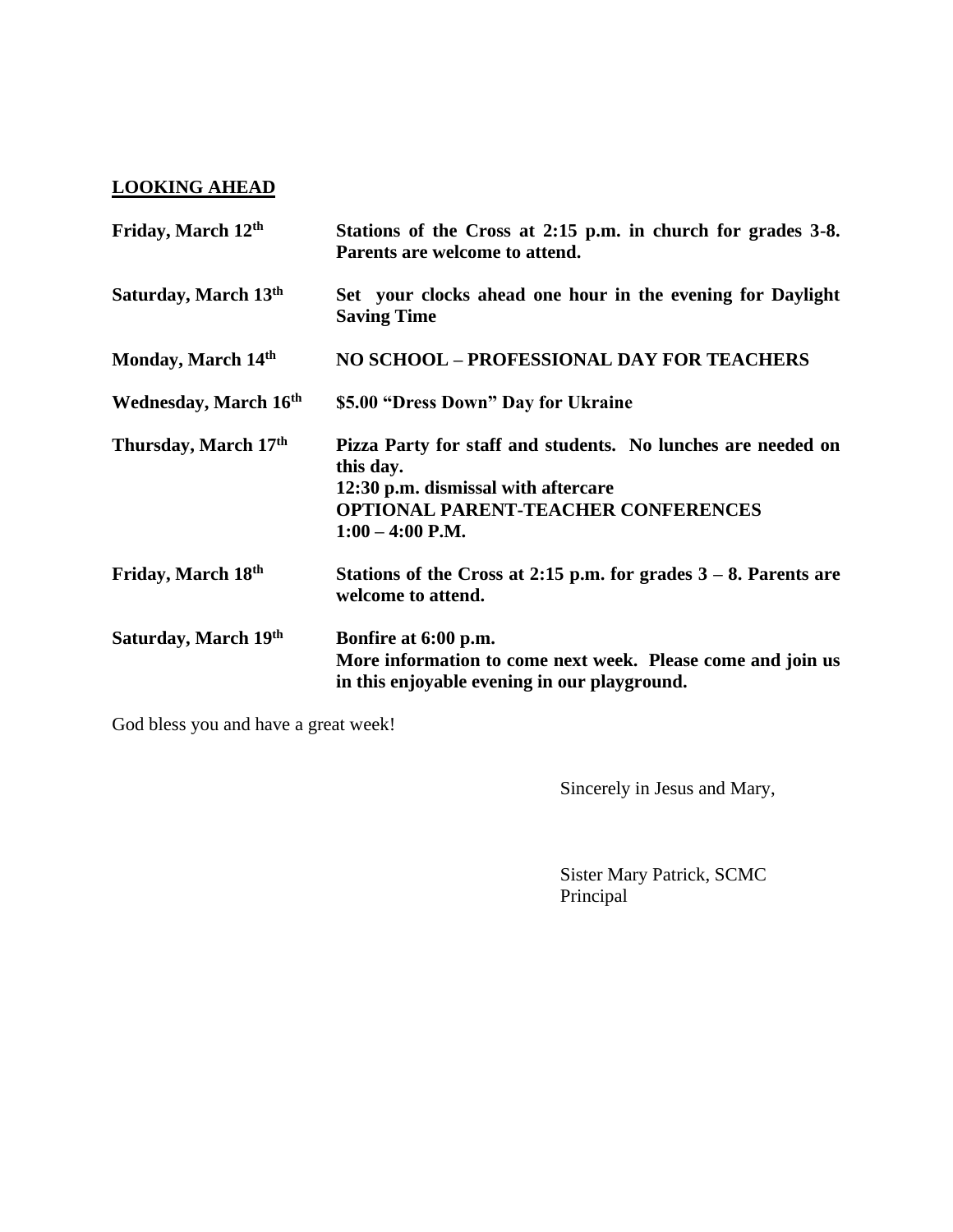## LOOKING AHEAD

| | |
|---|---|
| **Friday, March 12th** | **Stations of the Cross at 2:15 p.m. in church for grades 3-8. Parents are welcome to attend.** |
| **Saturday, March 13th** | **Set your clocks ahead one hour in the evening for Daylight Saving Time** |
| **Monday, March 14th** | **NO SCHOOL – PROFESSIONAL DAY FOR TEACHERS** |
| **Wednesday, March 16th** | **$5.00 "Dress Down" Day for Ukraine** |
| **Thursday, March 17th** | **Pizza Party for staff and students. No lunches are needed on this day.**<br>**12:30 p.m. dismissal with aftercare**<br>**OPTIONAL PARENT-TEACHER CONFERENCES**<br>**1:00 – 4:00 P.M.** |
| **Friday, March 18th** | **Stations of the Cross at 2:15 p.m. for grades 3 – 8. Parents are welcome to attend.** |
| **Saturday, March 19th** | **Bonfire at 6:00 p.m.**<br>**More information to come next week. Please come and join us in this enjoyable evening in our playground.** |

God bless you and have a great week!

Sincerely in Jesus and Mary,

Sister Mary Patrick, SCMC
Principal